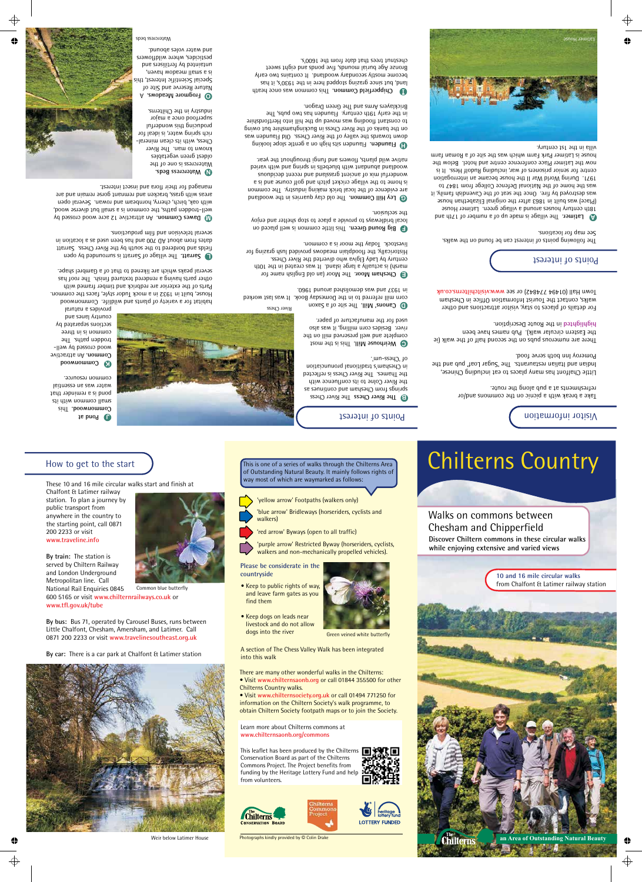# Chilterns Country

## Walks on commons between Chesham and Chipperfield

**Discover Chiltern commons in these circular walks while enjoying extensive and varied views**

10 and 16 mile circular walks from Chalfont & Latimer railway station

The Chilterns — an Area of Outstanding Natural Beauty

## How to get to the start

These 10 and 16 mile circular walks start and finish at Chalfont & Latimer railway station. To plan a journey by public transport from anywhere in the country to the starting point, call 0871 200 2233 or visit www.traveline.info

Common blue butterfly

**By train:** The station is served by Chiltern Railway and London Underground Metropolitan line. Call National Rail Enquiries 0845 600 5165 or visit www.chilternrailways.co.uk or www.tfl.gov.uk/tube

**By bus:** Bus 71, operated by Carousel Buses, runs between Little Chalfont, Chesham, Amersham, and Latimer. Call 0871 200 2233 or visit www.travelinesoutheast.org.uk

**By car:** There is a car park at Chalfont & Latimer station

Weir below Latimer House

This is one of a series of walks through the Chilterns Area of Outstanding Natural Beauty. It mainly follows rights of way most of which are waymarked as follows:

- 'yellow arrow' Footpaths (walkers only)
- 'blue arrow' Bridleways (horseriders, cyclists and walkers)
- 'red arrow' Byways (open to all traffic)
- 'purple arrow' Restricted Byway (horseriders, cyclists, walkers and non-mechanically propelled vehicles).

**Please be considerate in the countryside**

- Keep to public rights of way, and leave farm gates as you find them
- Keep dogs on leads near livestock and do not allow dogs into the river

Green veined white butterfly

A section of The Chess Valley Walk has been integrated into this walk

There are many other wonderful walks in the Chilterns:
- Visit www.chilternsaonb.org or call 01844 355500 for other Chilterns Country walks.
- Visit www.chilternsociety.org.uk or call 01494 771250 for information on the Chiltern Society's walk programme, to obtain Chiltern Society footpath maps or to join the Society.

Learn more about Chilterns commons at www.chilternsaonb.org/commons

This leaflet has been produced by the Chilterns Conservation Board as part of the Chilterns Commons Project. The Project benefits from funding by the Heritage Lottery Fund and help from volunteers.

The Chilterns Conservation Board · Chilterns Commons Project · Heritage Lottery Fund – Lottery Funded

Photographs kindly provided by © Colin Drake

## Visitor information

Take a break with a picnic on the commons and/or refreshments at a pub along the route.

Little Chalfont has many places to eat including Chinese, Indian and Italian restaurants. The 'Sugar Loaf' pub and the Pomeroy Inn both serve food.

There are numerous pubs on the second half of the walk (ie the Eastern circular walk). Pub names have been highlighted in the Route Description.

For details of places to stay, visitor attractions and other walks, contact the Tourist Information Office in Chesham Town Hall (01494 774842) or see www.visitchilterns.co.uk

## Points of interest

The following points of interest can be found on the walks. See map for locations.

**A Latimer.** The village is made up of a number of 17th and 18th century houses around a village green. Latimer House (Place) was built in 1863 after the original Elizabethan house was destroyed by fire. Once the seat of the Cavendish family, it was the home of the National Defence College from 1947 to 1971. During World War II the house became an interrogation centre for senior prisoners of war, including Rudolf Hess. It is now the Latimer Place conference centre and hotel. Below the house is Latimer Park Farm which was the site of a Roman farm villa in the 1st century.

Latimer House

## Points of interest

**B The River Chess.** The River Chess springs from Chesham and continues as the River Colne to its confluence with the Thames. The River Chess is reflected in Chesham's traditional pronunciation of 'Chess-um'.

**C Weirhouse Mill.** This is the most complete and well preserved mill on the river. Besides corn milling, it was also used for the manufacture of paper.

River Chess

**D Canons' Mill.** The site of a saxon corn mill referred to in the Domesday Book. It was last worked in 1937 and was demolished around 1960.

**E Chesham Moor.** The Moor (an old English name for marsh) is actually a large island. It was created in the 10th century by Lady Elgiva who diverted the River Chess. Historically, the floodplain meadows provided lush grazing for livestock. Today the moor is a common.

**F Big Round Green.** This little common is well placed on local bridleways to provide a place to stop shelter and enjoy the seclusion.

**G Ley Hill Common.** The old clay quarries in the woodland are evidence of the local brick making industry. The common is home to the village cricket pitch and golf course and is a wonderful mix of ancient grassland and recent deciduous woodland abundant with bluebells in spring and with varied native wild plants, flowers and fungi throughout the year.

**H Flaunden.** Flaunden sits high on a gentle slope looking down towards the valley of the River Chess. Old Flaunden was on the banks of the River Chess in Buckinghamshire but owing to constant flooding was moved up the hill into Hertfordshire in the early 19th century. Flaunden has two pubs, The Bricklayers Arms and The Green Dragon.

**I Chipperfield Common.** This common was once heath land, but since grazing stopped here in the 1930's, it has become mostly secondary woodland. It contains two early Bronze Age burial mounds, five ponds and eight sweet chestnut trees that date from the 1600's.

**J Pond at Commonwood.** This small common with its pond is a reminder that water was an essential common resource.

**K Commonwood Common.** An attractive wood crossed by well-trodden paths. The common is in three sections separated by country lanes and provides a natural habitat for a variety of plants and wildlife. Commonwood House, built in 1932 in a mock Tudor style, faces the common. Parts of the exterior are redbrick and timber framed with other parts having a rendered textured finish. The roof has several peaks which are likened to that of a Gambrel shape.

**L Sarratt.** The village of Sarratt is surrounded by open fields and bordered to the south by the River Chess. Sarratt dates from about AD 700 and has been used as a location in several television and film productions.

**M Dawes Common.** An attractive 12 acre wood crossed by well-trodden paths, the common is a small but diverse wood, with oak, birch, cherry, hornbeam and rowan. Several open areas with grass, bracken and remnant gorse remain and are managed for their flora and insect interest.

**N Watercress Beds.** Watercress is one of the oldest green vegetables known to man. The River Chess, with its clean mineral-rich spring water, is ideal for producing this wonderful superfood once a major industry in the Chilterns.

**O Frogmore Meadows.** A Nature Reserve and Site of Special Scientific Interest, this is a small meadow haven, untainted by fertilisers and pesticides where wildflowers and water voles abound.

Watercress beds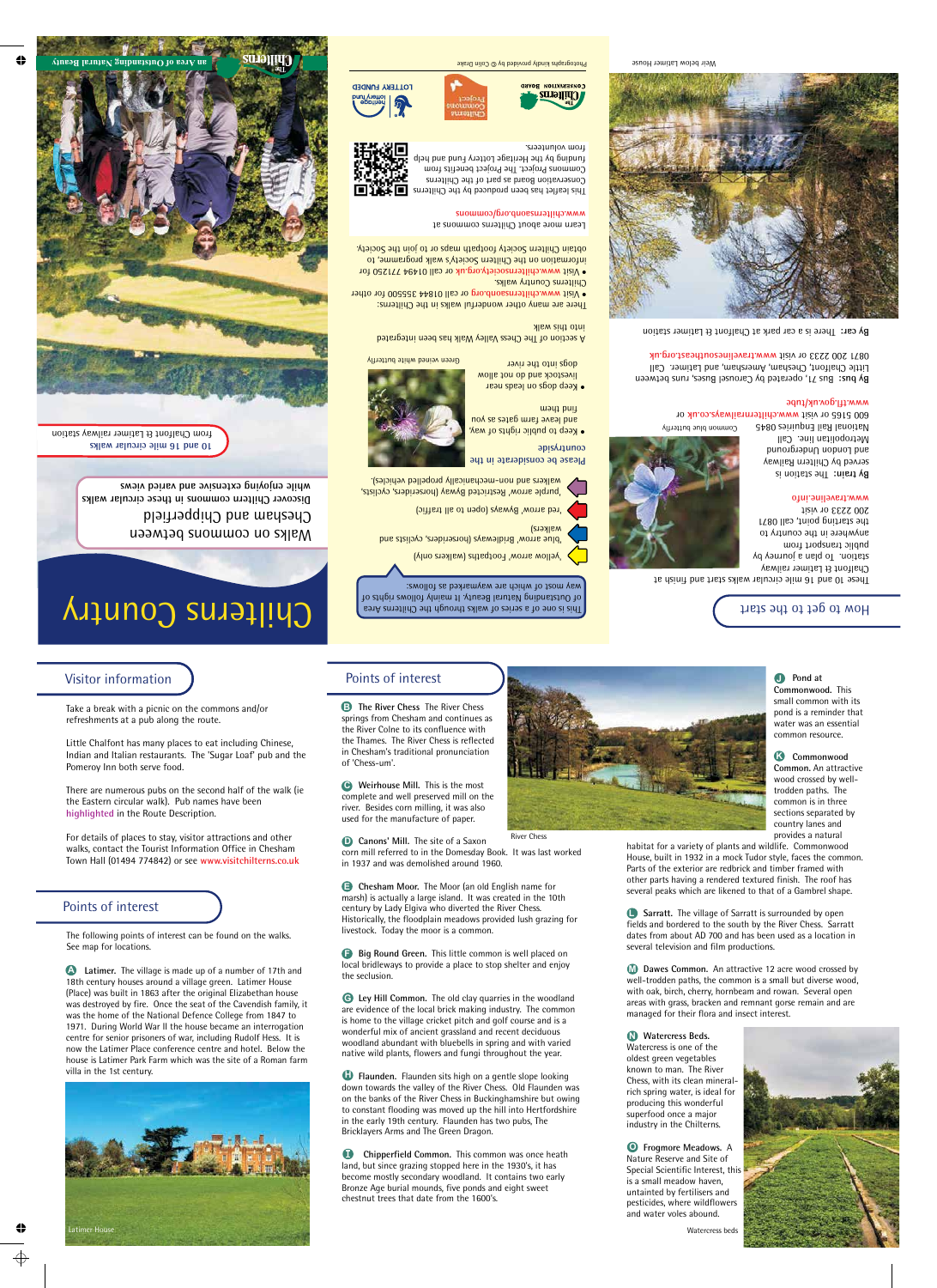# Chilterns Country

## Walks on commons between Chesham and Chipperfield

Discover Chiltern commons in these circular walks while enjoying extensive and varied views

10 and 16 mile circular walks from Chalfont & Latimer railway station

The Chilterns — an Area of Outstanding Natural Beauty

This is one of a series of walks through the Chilterns Area of Outstanding Natural Beauty. It mainly follows rights of way most of which are waymarked as follows:

- 'yellow arrow' Footpaths (walkers only)
- 'blue arrow' Bridleways (horseriders, cyclists and walkers)
- 'red arrow' Byways (open to all traffic)
- 'purple arrow' Restricted Byway (horseriders, cyclists, walkers and non-mechanically propelled vehicles).

Please be considerate in the countryside

- Keep to public rights of way, and leave farm gates as you find them
- Keep dogs on leads near livestock and do not allow dogs into the river

Green veined white butterfly

A section of The Chess Valley Walk has been integrated into this walk

There are many other wonderful walks in the Chilterns:

- Visit www.chilternsaonb.org or call 01844 355500 for other Chilterns Country walks.
- Visit www.chilternsociety.org.uk or call 01494 771250 for information on the Chiltern Society's walk programme, to obtain Chiltern Society footpath maps or to join the Society.

Learn more about Chilterns commons at www.chilternsaonb.org/commons

This leaflet has been produced by the Chilterns Conservation Board as part of the Chilterns Commons Project. The Project benefits from funding by the Heritage Lottery Fund and help from volunteers.

Photographs kindly provided by © Colin Drake

## How to get to the start

These 10 and 16 mile circular walks start and finish at Chalfont & Latimer railway station. To plan a journey by public transport from anywhere in the country to the starting point, call 0871 200 2233 or visit www.traveline.info

**By train:** The station is served by Chiltern Railway and London Underground Metropolitan line. Call National Rail Enquiries 0845 600 5165 or visit www.chilternrailways.co.uk or www.tfl.gov.uk/tube

Common blue butterfly

**By bus:** Bus 71, operated by Carousel Buses, runs between Little Chalfont, Chesham, Amersham, and Latimer. Call 0871 200 2233 or visit www.travelinesoutheast.org.uk

**By car:** There is a car park at Chalfont & Latimer station

Weir below Latimer House

## Visitor information

Take a break with a picnic on the commons and/or refreshments at a pub along the route.

Little Chalfont has many places to eat including Chinese, Indian and Italian restaurants. The 'Sugar Loaf' pub and the Pomeroy Inn both serve food.

There are numerous pubs on the second half of the walk (ie the Eastern circular walk). Pub names have been **highlighted** in the Route Description.

For details of places to stay, visitor attractions and other walks, contact the Tourist Information Office in Chesham Town Hall (01494 774842) or see www.visitchilterns.co.uk

## Points of interest

The following points of interest can be found on the walks. See map for locations.

**A Latimer.** The village is made up of a number of 17th and 18th century houses around a village green. Latimer House (Place) was built in 1863 after the original Elizabethan house was destroyed by fire. Once the seat of the Cavendish family, it was the home of the National Defence College from 1847 to 1971. During World War II the house became an interrogation centre for senior prisoners of war, including Rudolf Hess. It is now the Latimer Place conference centre and hotel. Below the house is Latimer Park Farm which was the site of a Roman farm villa in the 1st century.

Latimer House

**B The River Chess** The River Chess springs from Chesham and continues as the River Colne to its confluence with the Thames. The River Chess is reflected in Chesham's traditional pronunciation of 'Chess-um'.

**C Weirhouse Mill.** This is the most complete and well preserved mill on the river. Besides corn milling, it was also used for the manufacture of paper.

River Chess

**D Canons' Mill.** The site of a Saxon corn mill referred to in the Domesday Book. It was last worked in 1937 and was demolished around 1960.

**E Chesham Moor.** The Moor (an old English name for marsh) is actually a large island. It was created in the 10th century by Lady Elgiva who diverted the River Chess. Historically, the floodplain meadows provided lush grazing for livestock. Today the moor is a common.

**F Big Round Green.** This little common is well placed on local bridleways to provide a place to stop shelter and enjoy the seclusion.

**G Ley Hill Common.** The old clay quarries in the woodland are evidence of the local brick making industry. The common is home to the village cricket pitch and golf course and is a wonderful mix of ancient grassland and recent deciduous woodland abundant with bluebells in spring and with varied native wild plants, flowers and fungi throughout the year.

**H Flaunden.** Flaunden sits high on a gentle slope looking down towards the valley of the River Chess. Old Flaunden was on the banks of the River Chess in Buckinghamshire but owing to constant flooding was moved up the hill into Hertfordshire in the early 19th century. Flaunden has two pubs, The Bricklayers Arms and The Green Dragon.

**I Chipperfield Common.** This common was once heath land, but since grazing stopped here in the 1930's, it has become mostly secondary woodland. It contains two early Bronze Age burial mounds, five ponds and eight sweet chestnut trees that date from the 1600's.

**J Pond at Commonwood.** This small common with its pond is a reminder that water was an essential common resource.

**K Commonwood Common.** An attractive wood crossed by well-trodden paths. The common is in three sections separated by country lanes and provides a natural habitat for a variety of plants and wildlife. Commonwood House, built in 1932 in a mock Tudor style, faces the common. Parts of the exterior are redbrick and timber framed with other parts having a rendered textured finish. The roof has several peaks which are likened to that of a Gambrel shape.

**L Sarratt.** The village of Sarratt is surrounded by open fields and bordered to the south by the River Chess. Sarratt dates from about AD 700 and has been used as a location in several television and film productions.

**M Dawes Common.** An attractive 12 acre wood crossed by well-trodden paths, the common is a small but diverse wood, with oak, birch, cherry, hornbeam and rowan. Several open areas with grass, bracken and remnant gorse remain and are managed for their flora and insect interest.

**N Watercress Beds.** Watercress is one of the oldest green vegetables known to man. The River Chess, with its clean mineral-rich spring water, is ideal for producing this wonderful superfood once a major industry in the Chilterns.

**O Frogmore Meadows.** A Nature Reserve and Site of Special Scientific Interest, this is a small meadow haven, untainted by fertilisers and pesticides, where wildflowers and water voles abound.

Watercress beds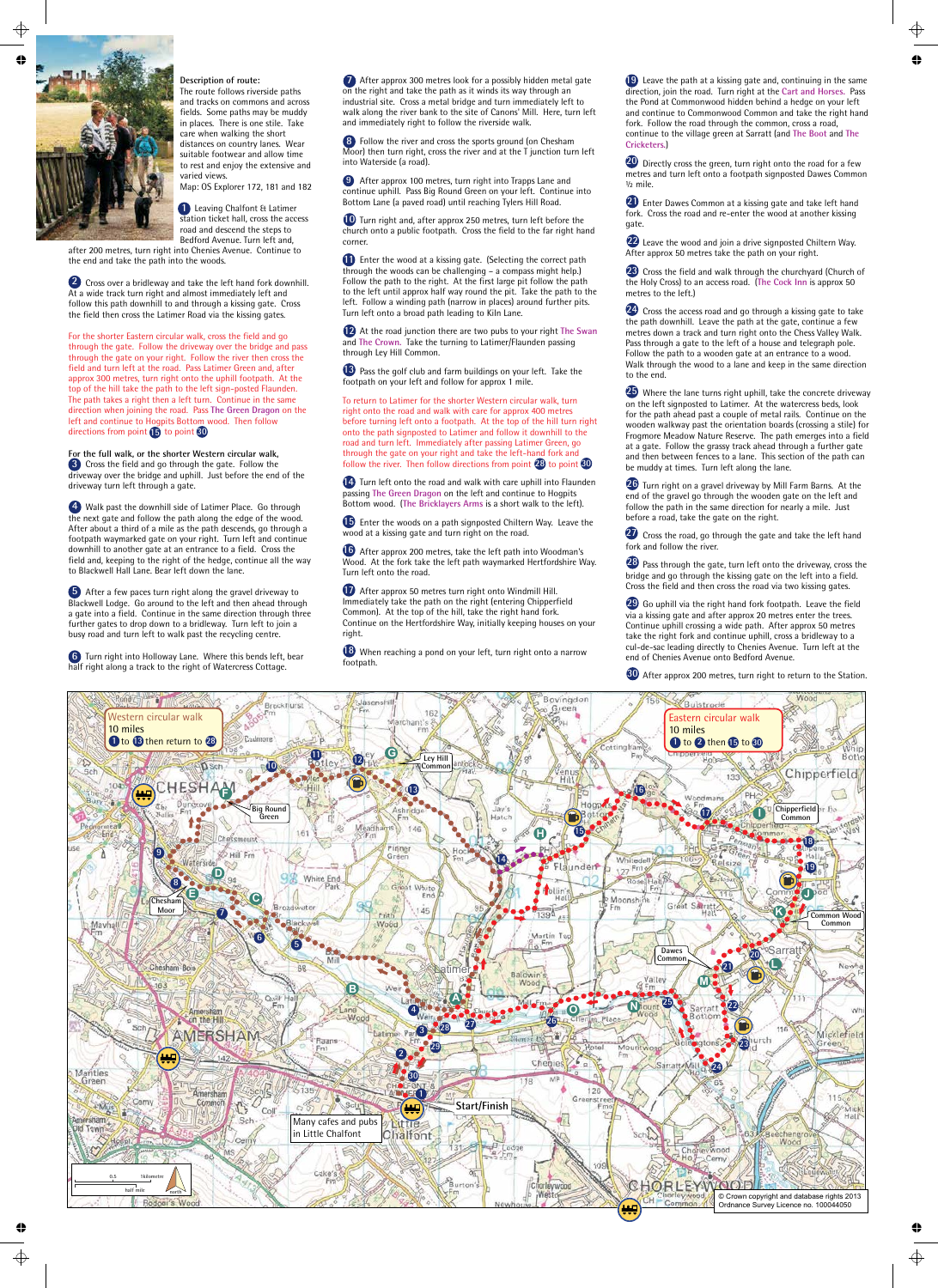## Description of route:

The route follows riverside paths and tracks on commons and across fields. Some paths may be muddy in places. There is one stile. Take care when walking the short distances on country lanes. Wear suitable footwear and allow time to rest and enjoy the extensive and varied views.

Map: OS Explorer 172, 181 and 182

**1** Leaving Chalfont & Latimer station ticket hall, cross the access road and descend the steps to Bedford Avenue. Turn left and, after 200 metres, turn right into Chenies Avenue. Continue to the end and take the path into the woods.

**2** Cross over a bridleway and take the left hand fork downhill. At a wide track turn right and almost immediately left and follow this path downhill to and through a kissing gate. Cross the field then cross the Latimer Road via the kissing gates.

For the shorter Eastern circular walk, cross the field and go through the gate. Follow the driveway over the bridge and pass through the gate on your right. Follow the river then cross the field and turn left at the road. Pass Latimer Green and, after approx 300 metres, turn right onto the uphill footpath. At the top of the hill take the path to the left sign-posted Flaunden. The path takes a right then a left turn. Continue in the same direction when joining the road. Pass The Green Dragon on the left and continue to Hogpits Bottom wood. Then follow directions from point 15 to point 30

**For the full walk, or the shorter Western circular walk,**

**3** Cross the field and go through the gate. Follow the driveway over the bridge and uphill. Just before the end of the driveway turn left through a gate.

**4** Walk past the downhill side of Latimer Place. Go through the next gate and follow the path along the edge of the wood. After about a third of a mile as the path descends, go through a footpath waymarked gate on your right. Turn left and continue downhill to another gate at an entrance to a field. Cross the field and, keeping to the left of the hedge, continue all the way to Blackwell Hall Lane. Bear left down the lane.

**5** After a few paces turn right along the gravel driveway to Blackwell Lodge. Go around to the left and then ahead through a gate into a field. Continue in the same direction through three further gates to drop down to a bridleway. Turn left to join a busy road and turn left to walk past the recycling centre.

**6** Turn right into Holloway Lane. Where this bends left, bear half right along a track to the right of Watercress Cottage.

**7** After approx 300 metres look for a possibly hidden metal gate on the right and take the path as it winds its way through an industrial site. Cross a metal bridge and turn immediately left to walk along the river bank to the site of Canons' Mill. Here, turn left and immediately right to follow the riverside walk.

**8** Follow the river and cross the sports ground (on Chesham Moor) then turn right, cross the river and at the T junction turn left into Waterside (a road).

**9** After approx 100 metres, turn right into Trapps Lane and continue uphill. Pass Big Round Green on your left. Continue into Bottom Lane (a paved road) until reaching Tylers Hill Road.

**10** Turn right and, after approx 250 metres, turn left before the church onto a public footpath. Cross the field to the far right hand corner.

**11** Enter the wood at a kissing gate. (Selecting the correct path through the woods can be challenging – a compass might help.) Follow the path to the right. At the first large pit follow the path to the left until approx half way round the pit. Take the path to the left. Follow a winding path (narrow in places) around further pits. Turn left onto a broad path leading to Kiln Lane.

**12** At the road junction there are two pubs to your right The Swan and The Crown. Take the turning to Latimer/Flaunden passing through Ley Hill Common.

**13** Pass the golf club and farm buildings on your left. Take the footpath on your left and follow for approx 1 mile.

To return to Latimer for the shorter Western circular walk, turn right onto the road and walk with care for approx 400 metres before turning left onto a footpath. At the top of the hill turn right onto the path signposted to Latimer and follow it downhill to the road and turn left. Immediately after passing Latimer Green, go through the gate on your right and take the left-hand fork and follow the river. Then follow directions from point 28 to point 30

**14** Turn left onto the road and walk with care uphill into Flaunden passing The Green Dragon on the left and continue to Hogpits Bottom wood. (The Bricklayers Arms is a short walk to the left).

**15** Enter the woods on a path signposted Chiltern Way. Leave the wood at a kissing gate and turn right on to the road.

**16** After approx 200 metres, take the left path into Woodman's Wood. At the fork take the left path waymarked Hertfordshire Way. Turn left onto the road.

**17** After approx 50 metres turn right onto Windmill Hill. Immediately take the path on the right (entering Chipperfield Common). At the top of the hill, take the right hand fork. Continue on the Hertfordshire Way, initially keeping houses on your right.

**18** When reaching a pond on your left, turn right onto a narrow footpath.

**19** Leave the path at a kissing gate and, continuing in the same direction, join the road. Turn right at the Cart and Horses. Pass the Pond at Commonwood hidden behind a hedge on your left and continue to Commonwood Common and take the right hand fork. Follow the road through the common, cross a road, continue to the village green at Sarratt (and The Boot and The Cricketers.)

**20** Directly cross the green, turn right onto the road for a few metres and turn left onto a footpath signposted Dawes Common ½ mile.

**21** Enter Dawes Common at a kissing gate and take left hand fork. Cross the road and re-enter the wood at another kissing gate.

**22** Leave the wood and join a drive signposted Chiltern Way. After approx 50 metres take the path on your right.

**23** Cross the field and walk through the churchyard (Church of the Holy Cross) to an access road. (The Cock Inn is approx 50 metres to the left.)

**24** Cross the access road and go through a kissing gate to take the path downhill. Leave the path at the gate, continue a few metres down a track and turn right onto the Chess Valley Walk. Pass through a gate to the left of a house and telegraph pole. Follow the path to a wooden gate at an entrance to a wood. Walk through the wood to a lane and keep in the same direction to the end.

**25** Where the lane turns right uphill, take the concrete driveway on the left signposted to Latimer. At the watercress beds, look for the path ahead past a couple of metal rails. Continue on the wooden walkway past the orientation boards (crossing a stile) for Frogmore Meadow Nature Reserve. The path emerges into a field at a gate. Follow the grassy track ahead through a further gate and then between fences to a lane. This section of the path can be muddy at times. Turn left along the lane.

**26** Turn right on a gravel driveway by Mill Farm Barns. At the end of the gravel go through the wooden gate on the left and follow the path in the same direction for nearly a mile. Just before a road, take the gate on the right.

**27** Cross the road, go through the gate and take the left hand fork and follow the river.

**28** Pass through the gate, turn left onto the driveway, cross the bridge and go through the kissing gate on the left into a field. Cross the field and then cross the road via two kissing gates.

**29** Go uphill via the right hand fork footpath. Leave the field via a kissing gate and after approx 20 metres enter the trees. Continue uphill crossing a wide path. After approx 50 metres take the right fork and continue uphill, cross a bridleway to a cul-de-sac leading directly to Chenies Avenue. Turn left at the end of Chenies Avenue onto Bedford Avenue.

**30** After approx 200 metres, turn right to return to the Station.

Western circular walk
10 miles
1 to 13 then return to 28

Eastern circular walk
10 miles
1 to 2 then 15 to 30

Start/Finish

Many cafes and pubs in Little Chalfont

© Crown copyright and database rights 2013 Ordnance Survey Licence no. 100044050